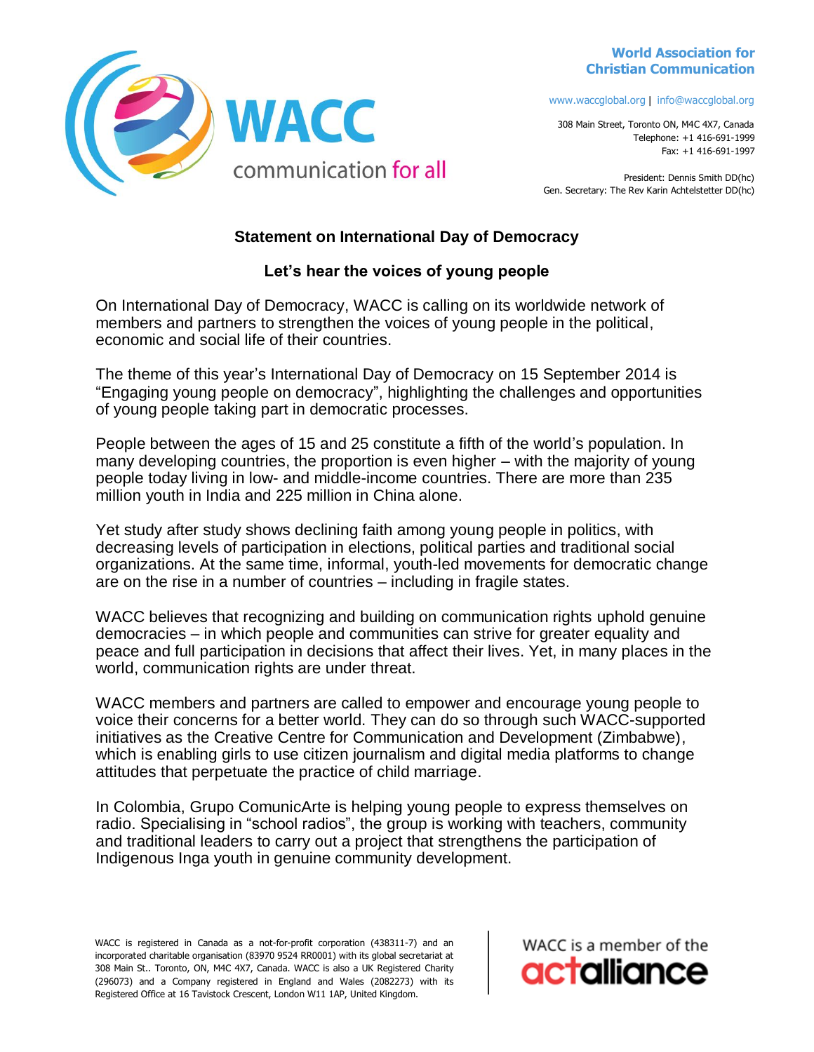**World Association for Christian Communication**

WACC
communication for all

www.waccglobal.org | info@waccglobal.org

308 Main Street, Toronto ON, M4C 4X7, Canada
Telephone: +1 416-691-1999
Fax: +1 416-691-1997

President: Dennis Smith DD(hc)
Gen. Secretary: The Rev Karin Achtelstetter DD(hc)

# Statement on International Day of Democracy

## Let's hear the voices of young people

On International Day of Democracy, WACC is calling on its worldwide network of members and partners to strengthen the voices of young people in the political, economic and social life of their countries.

The theme of this year's International Day of Democracy on 15 September 2014 is "Engaging young people on democracy", highlighting the challenges and opportunities of young people taking part in democratic processes.

People between the ages of 15 and 25 constitute a fifth of the world's population. In many developing countries, the proportion is even higher – with the majority of young people today living in low- and middle-income countries. There are more than 235 million youth in India and 225 million in China alone.

Yet study after study shows declining faith among young people in politics, with decreasing levels of participation in elections, political parties and traditional social organizations. At the same time, informal, youth-led movements for democratic change are on the rise in a number of countries – including in fragile states.

WACC believes that recognizing and building on communication rights uphold genuine democracies – in which people and communities can strive for greater equality and peace and full participation in decisions that affect their lives. Yet, in many places in the world, communication rights are under threat.

WACC members and partners are called to empower and encourage young people to voice their concerns for a better world. They can do so through such WACC-supported initiatives as the Creative Centre for Communication and Development (Zimbabwe), which is enabling girls to use citizen journalism and digital media platforms to change attitudes that perpetuate the practice of child marriage.

In Colombia, Grupo ComunicArte is helping young people to express themselves on radio. Specialising in "school radios", the group is working with teachers, community and traditional leaders to carry out a project that strengthens the participation of Indigenous Inga youth in genuine community development.

WACC is registered in Canada as a not-for-profit corporation (438311-7) and an incorporated charitable organisation (83970 9524 RR0001) with its global secretariat at 308 Main St.. Toronto, ON, M4C 4X7, Canada. WACC is also a UK Registered Charity (296073) and a Company registered in England and Wales (2082273) with its Registered Office at 16 Tavistock Crescent, London W11 1AP, United Kingdom.

WACC is a member of the actalliance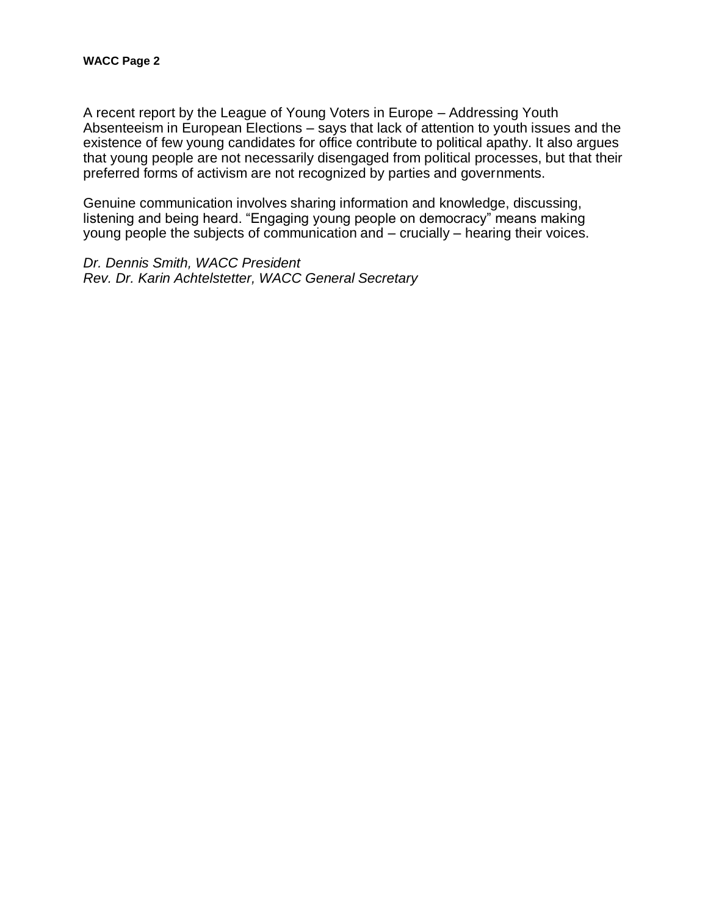A recent report by the League of Young Voters in Europe – Addressing Youth Absenteeism in European Elections – says that lack of attention to youth issues and the existence of few young candidates for office contribute to political apathy. It also argues that young people are not necessarily disengaged from political processes, but that their preferred forms of activism are not recognized by parties and governments.

Genuine communication involves sharing information and knowledge, discussing, listening and being heard. "Engaging young people on democracy" means making young people the subjects of communication and – crucially – hearing their voices.

*Dr. Dennis Smith, WACC President*
*Rev. Dr. Karin Achtelstetter, WACC General Secretary*